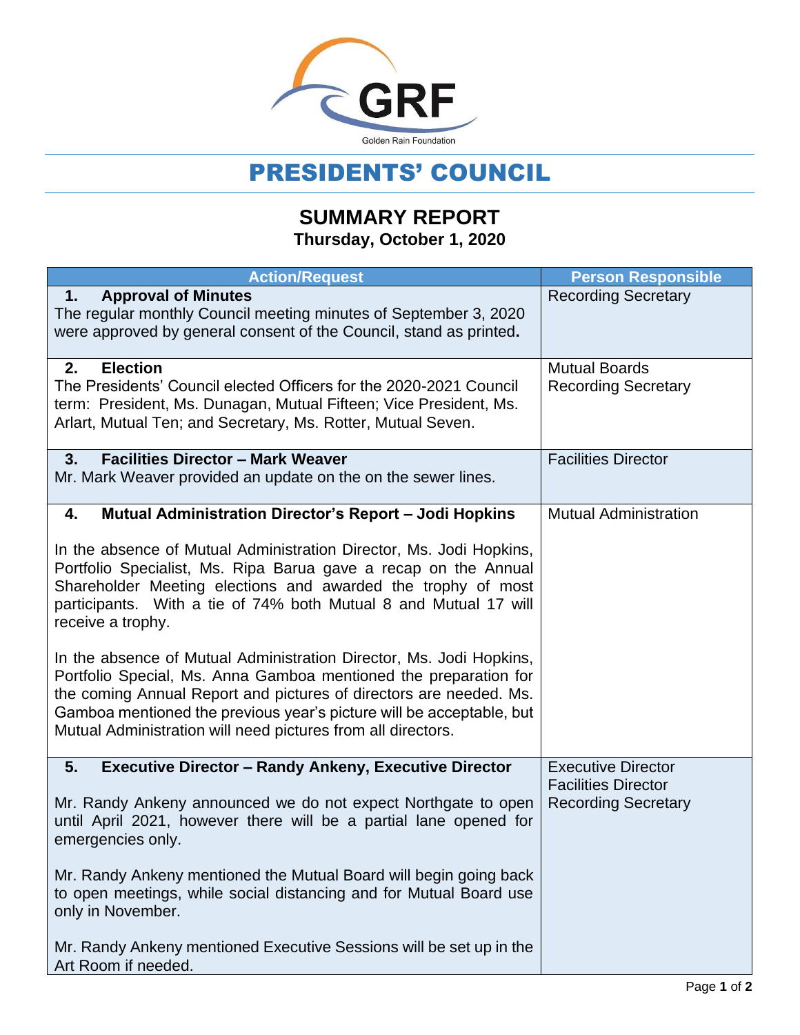Golden Rain Foundation

# PRESIDENTS' COUNCIL

## SUMMARY REPORT

**Thursday, October 1, 2020**

| Action/Request | Person Responsible |
|---|---|
| **1. Approval of Minutes**<br>The regular monthly Council meeting minutes of September 3, 2020 were approved by general consent of the Council, stand as printed**.** | Recording Secretary |
| **2. Election**<br>The Presidents' Council elected Officers for the 2020-2021 Council term: President, Ms. Dunagan, Mutual Fifteen; Vice President, Ms. Arlart, Mutual Ten; and Secretary, Ms. Rotter, Mutual Seven. | Mutual Boards<br>Recording Secretary |
| **3. Facilities Director – Mark Weaver**<br>Mr. Mark Weaver provided an update on the on the sewer lines. | Facilities Director |
| **4. Mutual Administration Director's Report – Jodi Hopkins**<br><br>In the absence of Mutual Administration Director, Ms. Jodi Hopkins, Portfolio Specialist, Ms. Ripa Barua gave a recap on the Annual Shareholder Meeting elections and awarded the trophy of most participants. With a tie of 74% both Mutual 8 and Mutual 17 will receive a trophy.<br><br>In the absence of Mutual Administration Director, Ms. Jodi Hopkins, Portfolio Special, Ms. Anna Gamboa mentioned the preparation for the coming Annual Report and pictures of directors are needed. Ms. Gamboa mentioned the previous year's picture will be acceptable, but Mutual Administration will need pictures from all directors. | Mutual Administration |
| **5. Executive Director – Randy Ankeny, Executive Director**<br><br>Mr. Randy Ankeny announced we do not expect Northgate to open until April 2021, however there will be a partial lane opened for emergencies only.<br><br>Mr. Randy Ankeny mentioned the Mutual Board will begin going back to open meetings, while social distancing and for Mutual Board use only in November.<br><br>Mr. Randy Ankeny mentioned Executive Sessions will be set up in the Art Room if needed. | Executive Director<br>Facilities Director<br>Recording Secretary |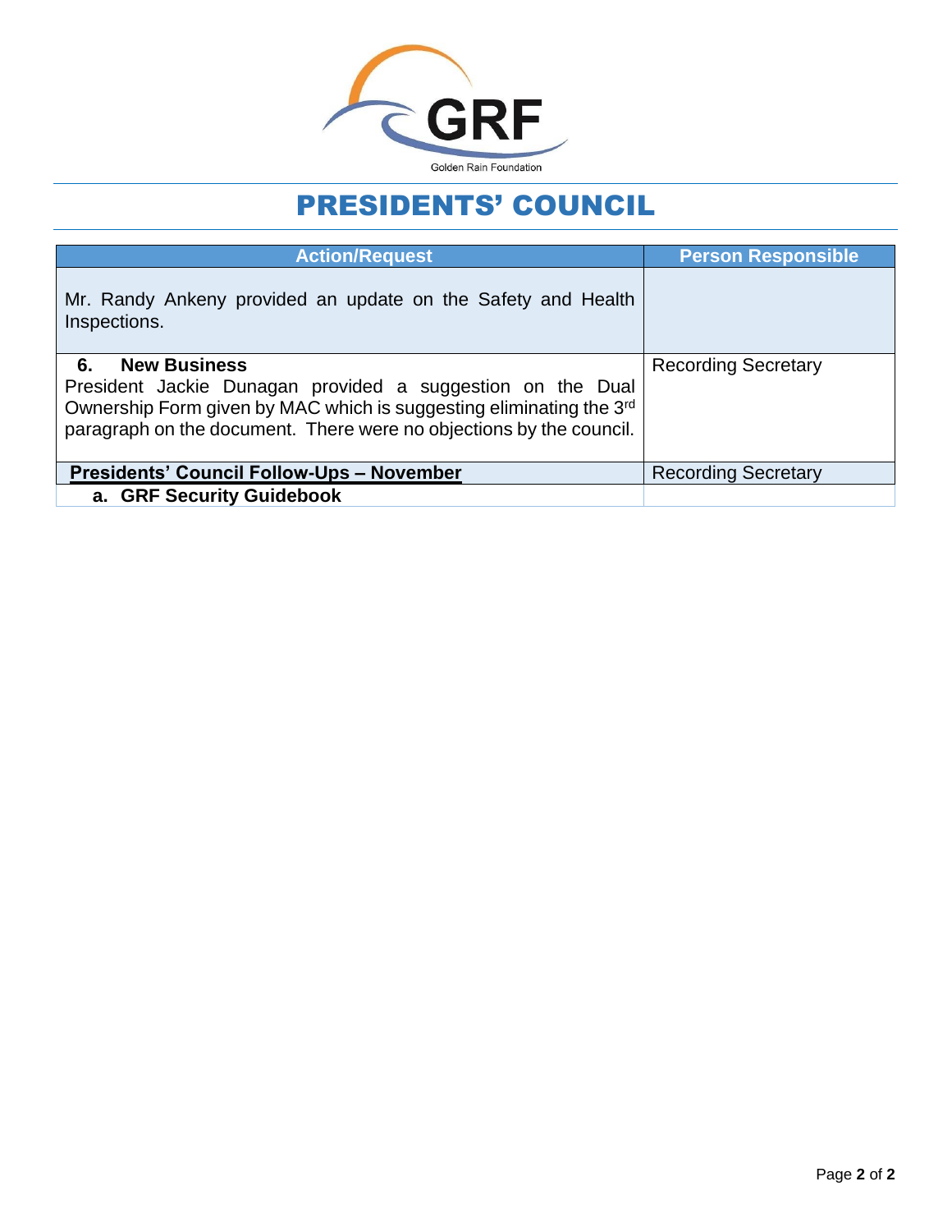# PRESIDENTS' COUNCIL

| Action/Request | Person Responsible |
| --- | --- |
| Mr. Randy Ankeny provided an update on the Safety and Health Inspections. | |
| **6. New Business** President Jackie Dunagan provided a suggestion on the Dual Ownership Form given by MAC which is suggesting eliminating the 3rd paragraph on the document. There were no objections by the council. | Recording Secretary |
| **Presidents' Council Follow-Ups – November** | Recording Secretary |
| **a. GRF Security Guidebook** | |